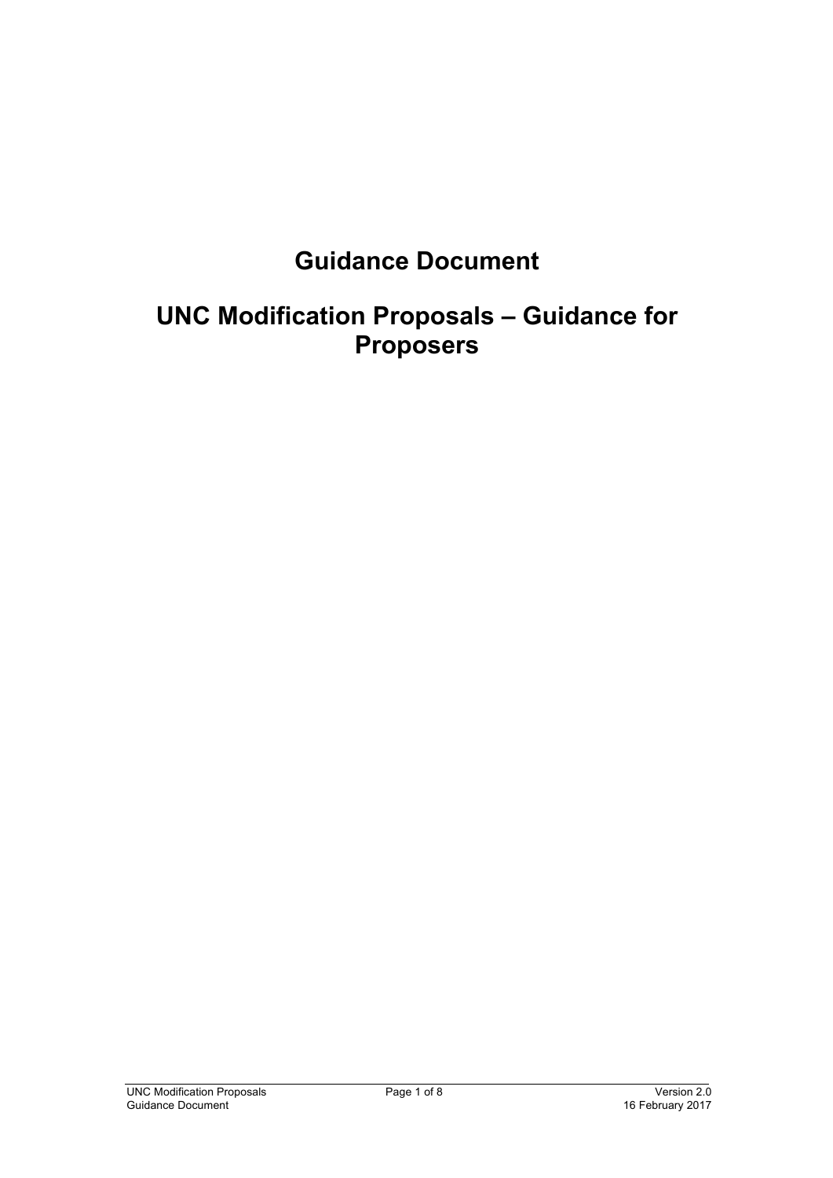# Guidance Document

# UNC Modification Proposals – Guidance for Proposers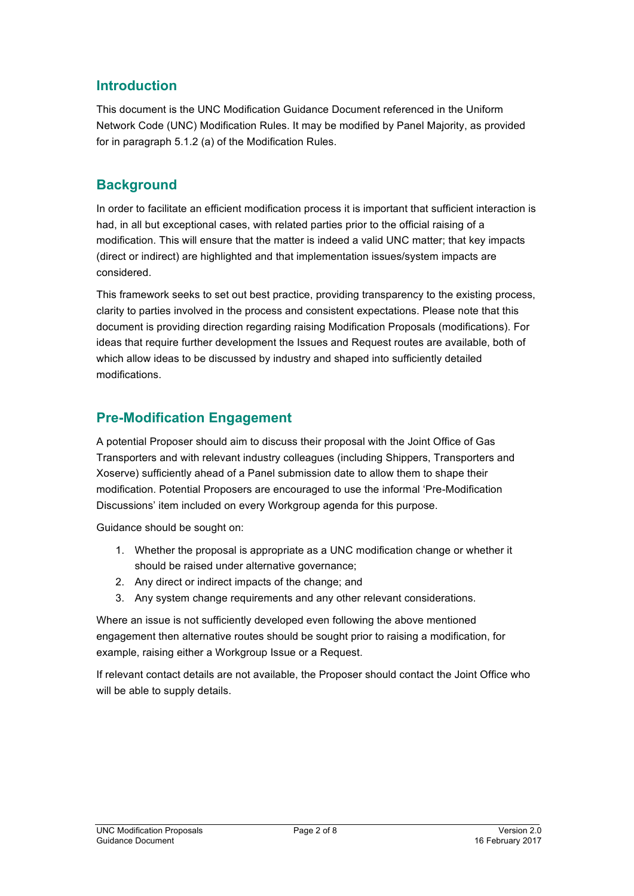## Introduction

This document is the UNC Modification Guidance Document referenced in the Uniform Network Code (UNC) Modification Rules. It may be modified by Panel Majority, as provided for in paragraph 5.1.2 (a) of the Modification Rules.

## Background

In order to facilitate an efficient modification process it is important that sufficient interaction is had, in all but exceptional cases, with related parties prior to the official raising of a modification. This will ensure that the matter is indeed a valid UNC matter; that key impacts (direct or indirect) are highlighted and that implementation issues/system impacts are considered.

This framework seeks to set out best practice, providing transparency to the existing process, clarity to parties involved in the process and consistent expectations. Please note that this document is providing direction regarding raising Modification Proposals (modifications). For ideas that require further development the Issues and Request routes are available, both of which allow ideas to be discussed by industry and shaped into sufficiently detailed modifications.

## Pre-Modification Engagement

A potential Proposer should aim to discuss their proposal with the Joint Office of Gas Transporters and with relevant industry colleagues (including Shippers, Transporters and Xoserve) sufficiently ahead of a Panel submission date to allow them to shape their modification. Potential Proposers are encouraged to use the informal 'Pre-Modification Discussions' item included on every Workgroup agenda for this purpose.

Guidance should be sought on:

1. Whether the proposal is appropriate as a UNC modification change or whether it should be raised under alternative governance;
2. Any direct or indirect impacts of the change; and
3. Any system change requirements and any other relevant considerations.

Where an issue is not sufficiently developed even following the above mentioned engagement then alternative routes should be sought prior to raising a modification, for example, raising either a Workgroup Issue or a Request.

If relevant contact details are not available, the Proposer should contact the Joint Office who will be able to supply details.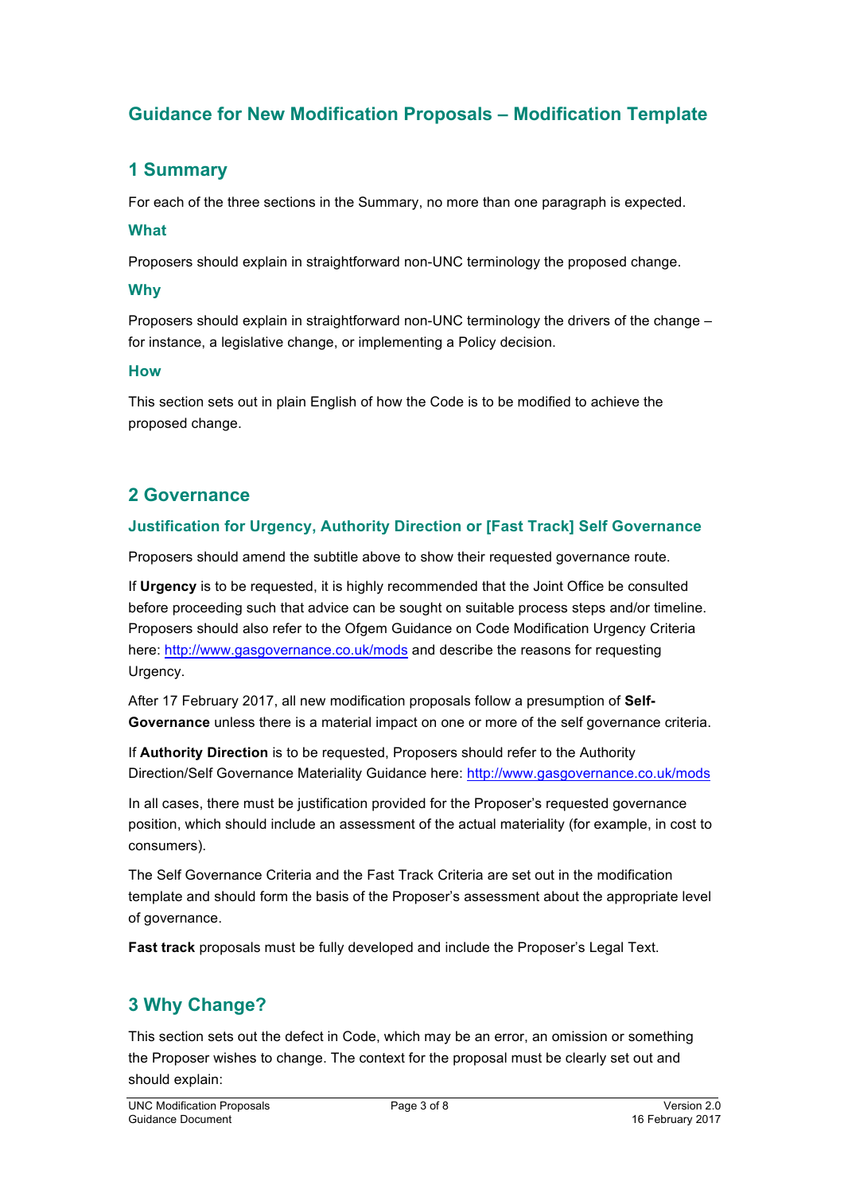# Guidance for New Modification Proposals – Modification Template

## 1 Summary

For each of the three sections in the Summary, no more than one paragraph is expected.

### What

Proposers should explain in straightforward non-UNC terminology the proposed change.

### Why

Proposers should explain in straightforward non-UNC terminology the drivers of the change – for instance, a legislative change, or implementing a Policy decision.

### How

This section sets out in plain English of how the Code is to be modified to achieve the proposed change.

## 2 Governance

### Justification for Urgency, Authority Direction or [Fast Track] Self Governance

Proposers should amend the subtitle above to show their requested governance route.

If **Urgency** is to be requested, it is highly recommended that the Joint Office be consulted before proceeding such that advice can be sought on suitable process steps and/or timeline. Proposers should also refer to the Ofgem Guidance on Code Modification Urgency Criteria here: http://www.gasgovernance.co.uk/mods and describe the reasons for requesting Urgency.

After 17 February 2017, all new modification proposals follow a presumption of **Self-Governance** unless there is a material impact on one or more of the self governance criteria.

If **Authority Direction** is to be requested, Proposers should refer to the Authority Direction/Self Governance Materiality Guidance here: http://www.gasgovernance.co.uk/mods

In all cases, there must be justification provided for the Proposer's requested governance position, which should include an assessment of the actual materiality (for example, in cost to consumers).

The Self Governance Criteria and the Fast Track Criteria are set out in the modification template and should form the basis of the Proposer's assessment about the appropriate level of governance.

**Fast track** proposals must be fully developed and include the Proposer's Legal Text.

## 3 Why Change?

This section sets out the defect in Code, which may be an error, an omission or something the Proposer wishes to change. The context for the proposal must be clearly set out and should explain: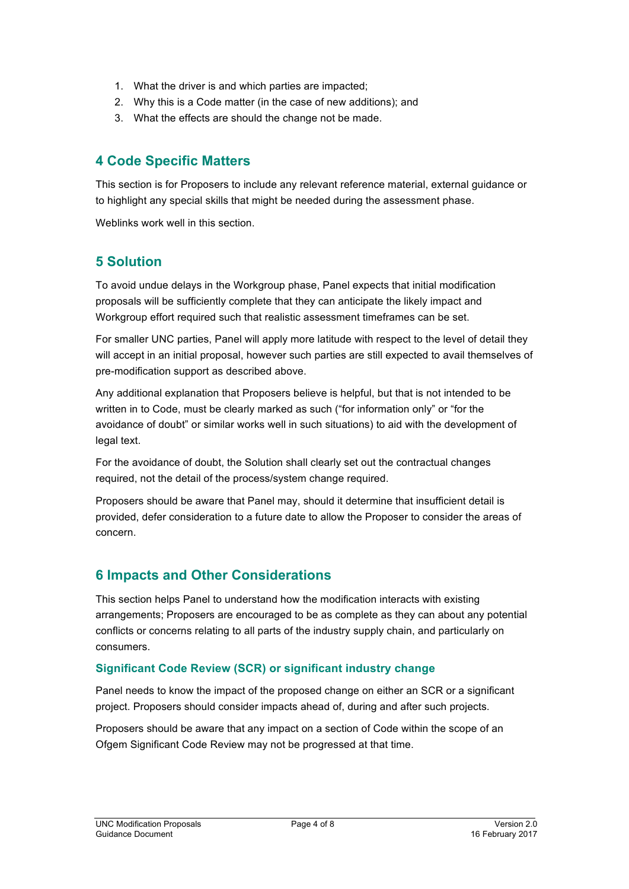1. What the driver is and which parties are impacted;
2. Why this is a Code matter (in the case of new additions); and
3. What the effects are should the change not be made.

## 4 Code Specific Matters

This section is for Proposers to include any relevant reference material, external guidance or to highlight any special skills that might be needed during the assessment phase.

Weblinks work well in this section.

## 5 Solution

To avoid undue delays in the Workgroup phase, Panel expects that initial modification proposals will be sufficiently complete that they can anticipate the likely impact and Workgroup effort required such that realistic assessment timeframes can be set.

For smaller UNC parties, Panel will apply more latitude with respect to the level of detail they will accept in an initial proposal, however such parties are still expected to avail themselves of pre-modification support as described above.

Any additional explanation that Proposers believe is helpful, but that is not intended to be written in to Code, must be clearly marked as such ("for information only" or "for the avoidance of doubt" or similar works well in such situations) to aid with the development of legal text.

For the avoidance of doubt, the Solution shall clearly set out the contractual changes required, not the detail of the process/system change required.

Proposers should be aware that Panel may, should it determine that insufficient detail is provided, defer consideration to a future date to allow the Proposer to consider the areas of concern.

## 6 Impacts and Other Considerations

This section helps Panel to understand how the modification interacts with existing arrangements; Proposers are encouraged to be as complete as they can about any potential conflicts or concerns relating to all parts of the industry supply chain, and particularly on consumers.

### Significant Code Review (SCR) or significant industry change

Panel needs to know the impact of the proposed change on either an SCR or a significant project. Proposers should consider impacts ahead of, during and after such projects.

Proposers should be aware that any impact on a section of Code within the scope of an Ofgem Significant Code Review may not be progressed at that time.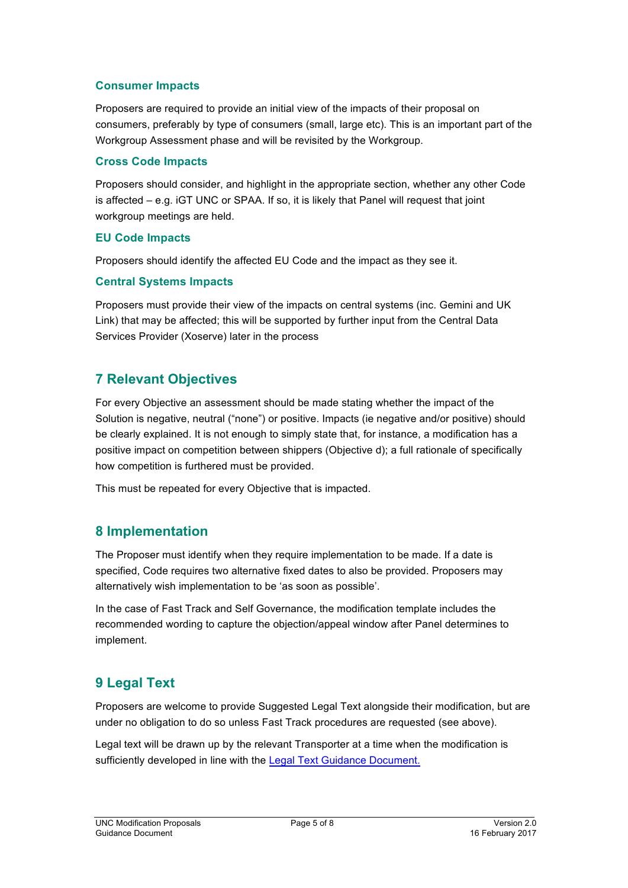### Consumer Impacts

Proposers are required to provide an initial view of the impacts of their proposal on consumers, preferably by type of consumers (small, large etc). This is an important part of the Workgroup Assessment phase and will be revisited by the Workgroup.

### Cross Code Impacts

Proposers should consider, and highlight in the appropriate section, whether any other Code is affected – e.g. iGT UNC or SPAA. If so, it is likely that Panel will request that joint workgroup meetings are held.

### EU Code Impacts

Proposers should identify the affected EU Code and the impact as they see it.

### Central Systems Impacts

Proposers must provide their view of the impacts on central systems (inc. Gemini and UK Link) that may be affected; this will be supported by further input from the Central Data Services Provider (Xoserve) later in the process

## 7 Relevant Objectives

For every Objective an assessment should be made stating whether the impact of the Solution is negative, neutral ("none") or positive. Impacts (ie negative and/or positive) should be clearly explained. It is not enough to simply state that, for instance, a modification has a positive impact on competition between shippers (Objective d); a full rationale of specifically how competition is furthered must be provided.

This must be repeated for every Objective that is impacted.

## 8 Implementation

The Proposer must identify when they require implementation to be made. If a date is specified, Code requires two alternative fixed dates to also be provided. Proposers may alternatively wish implementation to be 'as soon as possible'.

In the case of Fast Track and Self Governance, the modification template includes the recommended wording to capture the objection/appeal window after Panel determines to implement.

## 9 Legal Text

Proposers are welcome to provide Suggested Legal Text alongside their modification, but are under no obligation to do so unless Fast Track procedures are requested (see above).

Legal text will be drawn up by the relevant Transporter at a time when the modification is sufficiently developed in line with the [Legal Text Guidance Document.]()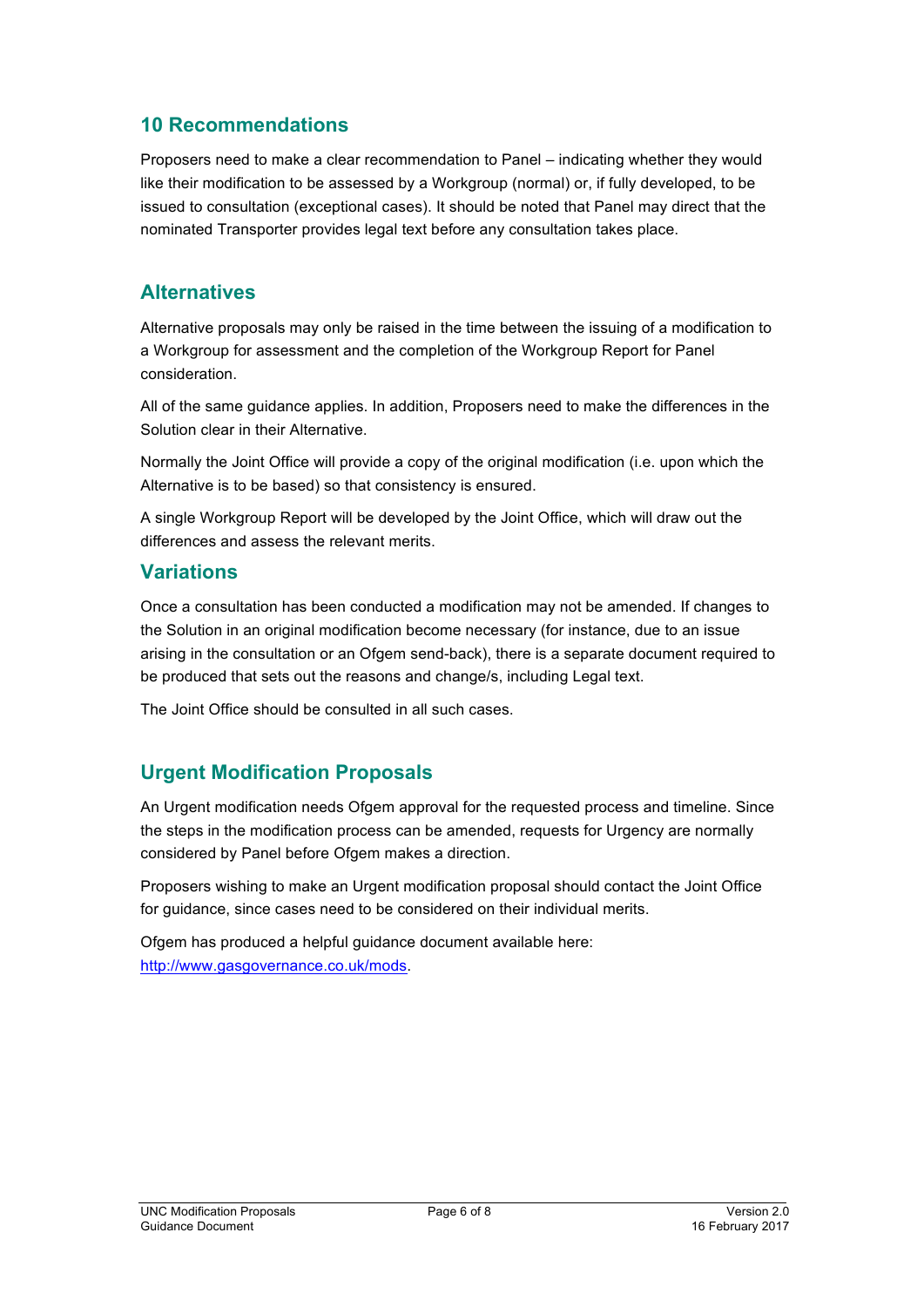## 10 Recommendations

Proposers need to make a clear recommendation to Panel – indicating whether they would like their modification to be assessed by a Workgroup (normal) or, if fully developed, to be issued to consultation (exceptional cases). It should be noted that Panel may direct that the nominated Transporter provides legal text before any consultation takes place.

## Alternatives

Alternative proposals may only be raised in the time between the issuing of a modification to a Workgroup for assessment and the completion of the Workgroup Report for Panel consideration.

All of the same guidance applies. In addition, Proposers need to make the differences in the Solution clear in their Alternative.

Normally the Joint Office will provide a copy of the original modification (i.e. upon which the Alternative is to be based) so that consistency is ensured.

A single Workgroup Report will be developed by the Joint Office, which will draw out the differences and assess the relevant merits.

## Variations

Once a consultation has been conducted a modification may not be amended. If changes to the Solution in an original modification become necessary (for instance, due to an issue arising in the consultation or an Ofgem send-back), there is a separate document required to be produced that sets out the reasons and change/s, including Legal text.

The Joint Office should be consulted in all such cases.

## Urgent Modification Proposals

An Urgent modification needs Ofgem approval for the requested process and timeline. Since the steps in the modification process can be amended, requests for Urgency are normally considered by Panel before Ofgem makes a direction.

Proposers wishing to make an Urgent modification proposal should contact the Joint Office for guidance, since cases need to be considered on their individual merits.

Ofgem has produced a helpful guidance document available here: [http://www.gasgovernance.co.uk/mods](http://www.gasgovernance.co.uk/mods).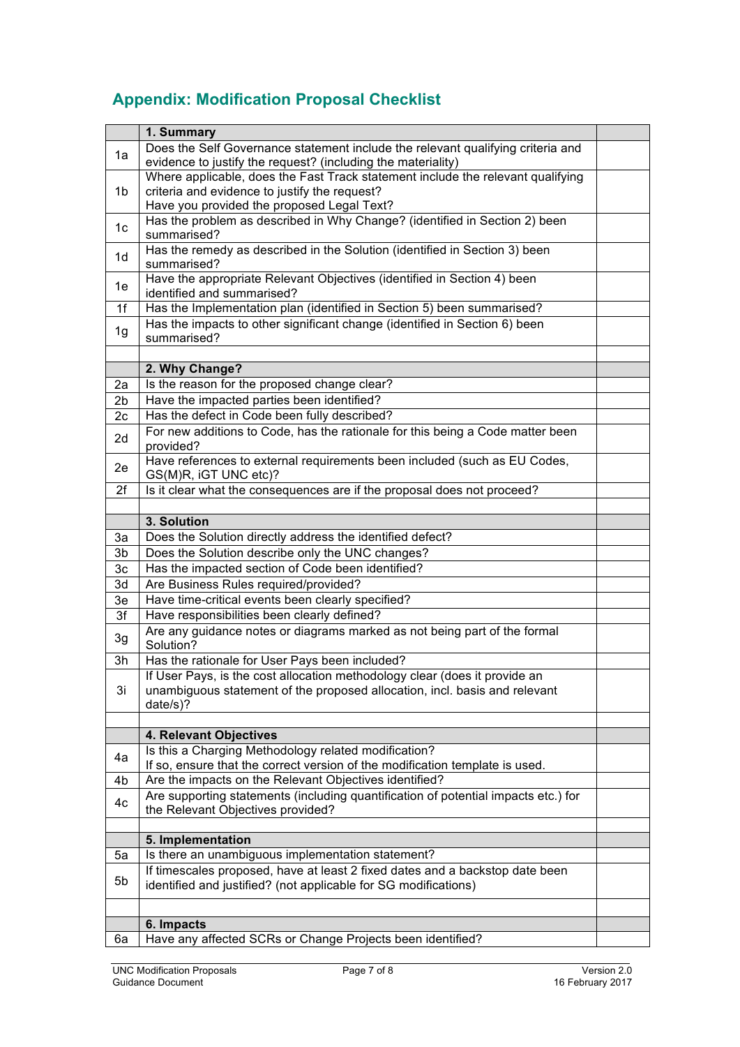## Appendix: Modification Proposal Checklist

| | **1. Summary** | |
|---|---|---|
| 1a | Does the Self Governance statement include the relevant qualifying criteria and evidence to justify the request? (including the materiality) | |
| 1b | Where applicable, does the Fast Track statement include the relevant qualifying criteria and evidence to justify the request? Have you provided the proposed Legal Text? | |
| 1c | Has the problem as described in Why Change? (identified in Section 2) been summarised? | |
| 1d | Has the remedy as described in the Solution (identified in Section 3) been summarised? | |
| 1e | Have the appropriate Relevant Objectives (identified in Section 4) been identified and summarised? | |
| 1f | Has the Implementation plan (identified in Section 5) been summarised? | |
| 1g | Has the impacts to other significant change (identified in Section 6) been summarised? | |
| | | |
| | **2. Why Change?** | |
| 2a | Is the reason for the proposed change clear? | |
| 2b | Have the impacted parties been identified? | |
| 2c | Has the defect in Code been fully described? | |
| 2d | For new additions to Code, has the rationale for this being a Code matter been provided? | |
| 2e | Have references to external requirements been included (such as EU Codes, GS(M)R, iGT UNC etc)? | |
| 2f | Is it clear what the consequences are if the proposal does not proceed? | |
| | | |
| | **3. Solution** | |
| 3a | Does the Solution directly address the identified defect? | |
| 3b | Does the Solution describe only the UNC changes? | |
| 3c | Has the impacted section of Code been identified? | |
| 3d | Are Business Rules required/provided? | |
| 3e | Have time-critical events been clearly specified? | |
| 3f | Have responsibilities been clearly defined? | |
| 3g | Are any guidance notes or diagrams marked as not being part of the formal Solution? | |
| 3h | Has the rationale for User Pays been included? | |
| 3i | If User Pays, is the cost allocation methodology clear (does it provide an unambiguous statement of the proposed allocation, incl. basis and relevant date/s)? | |
| | | |
| | **4. Relevant Objectives** | |
| 4a | Is this a Charging Methodology related modification? If so, ensure that the correct version of the modification template is used. | |
| 4b | Are the impacts on the Relevant Objectives identified? | |
| 4c | Are supporting statements (including quantification of potential impacts etc.) for the Relevant Objectives provided? | |
| | | |
| | **5. Implementation** | |
| 5a | Is there an unambiguous implementation statement? | |
| 5b | If timescales proposed, have at least 2 fixed dates and a backstop date been identified and justified? (not applicable for SG modifications) | |
| | | |
| | **6. Impacts** | |
| 6a | Have any affected SCRs or Change Projects been identified? | |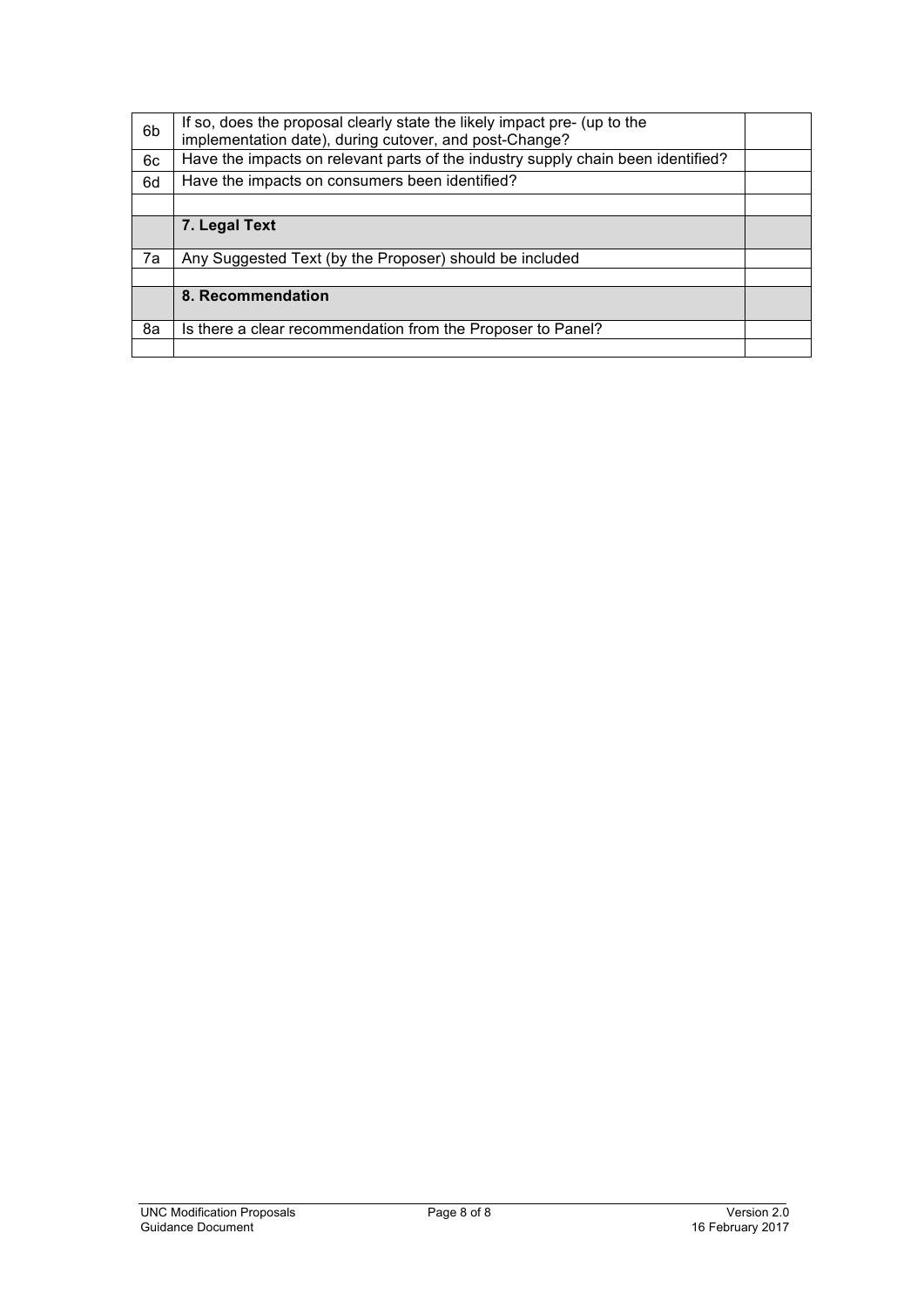| | | |
|---|---|---|
| 6b | If so, does the proposal clearly state the likely impact pre- (up to the implementation date), during cutover, and post-Change? | |
| 6c | Have the impacts on relevant parts of the industry supply chain been identified? | |
| 6d | Have the impacts on consumers been identified? | |
| | | |
| | **7. Legal Text** | |
| 7a | Any Suggested Text (by the Proposer) should be included | |
| | | |
| | **8. Recommendation** | |
| 8a | Is there a clear recommendation from the Proposer to Panel? | |
| | | |